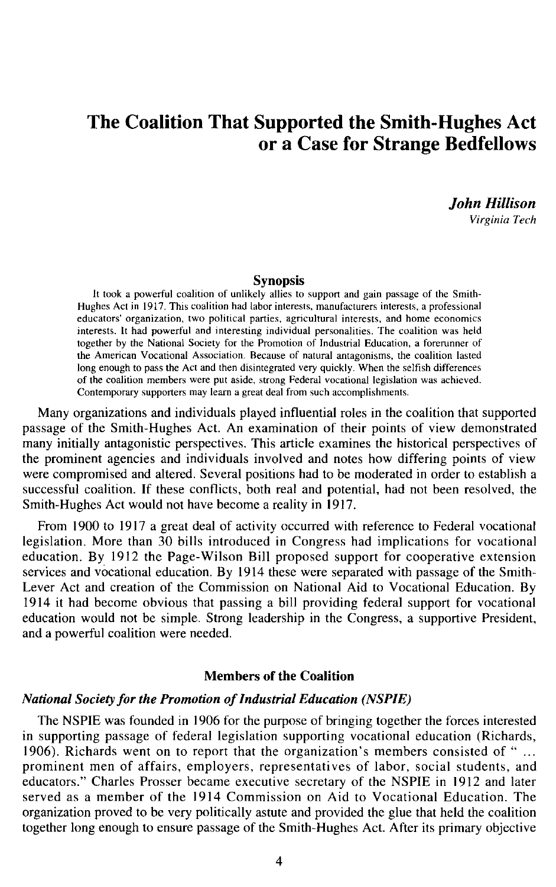# The Coalition That Supported the Smith-Hughes Act or a Case for Strange Bedfellows

***John Hillison***
*Virginia Tech*

### Synopsis

It took a powerful coalition of unlikely allies to support and gain passage of the Smith-Hughes Act in 1917. This coalition had labor interests, manufacturers interests, a professional educators' organization, two political parties, agricultural interests, and home economics interests. It had powerful and interesting individual personalities. The coalition was held together by the National Society for the Promotion of Industrial Education, a forerunner of the American Vocational Association. Because of natural antagonisms, the coalition lasted long enough to pass the Act and then disintegrated very quickly. When the selfish differences of the coalition members were put aside, strong Federal vocational legislation was achieved. Contemporary supporters may learn a great deal from such accomplishments.

Many organizations and individuals played influential roles in the coalition that supported passage of the Smith-Hughes Act. An examination of their points of view demonstrated many initially antagonistic perspectives. This article examines the historical perspectives of the prominent agencies and individuals involved and notes how differing points of view were compromised and altered. Several positions had to be moderated in order to establish a successful coalition. If these conflicts, both real and potential, had not been resolved, the Smith-Hughes Act would not have become a reality in 1917.

From 1900 to 1917 a great deal of activity occurred with reference to Federal vocational legislation. More than 30 bills introduced in Congress had implications for vocational education. By 1912 the Page-Wilson Bill proposed support for cooperative extension services and vocational education. By 1914 these were separated with passage of the Smith-Lever Act and creation of the Commission on National Aid to Vocational Education. By 1914 it had become obvious that passing a bill providing federal support for vocational education would not be simple. Strong leadership in the Congress, a supportive President, and a powerful coalition were needed.

## Members of the Coalition

### *National Society for the Promotion of Industrial Education (NSPIE)*

The NSPIE was founded in 1906 for the purpose of bringing together the forces interested in supporting passage of federal legislation supporting vocational education (Richards, 1906). Richards went on to report that the organization's members consisted of " ... prominent men of affairs, employers, representatives of labor, social students, and educators." Charles Prosser became executive secretary of the NSPIE in 1912 and later served as a member of the 1914 Commission on Aid to Vocational Education. The organization proved to be very politically astute and provided the glue that held the coalition together long enough to ensure passage of the Smith-Hughes Act. After its primary objective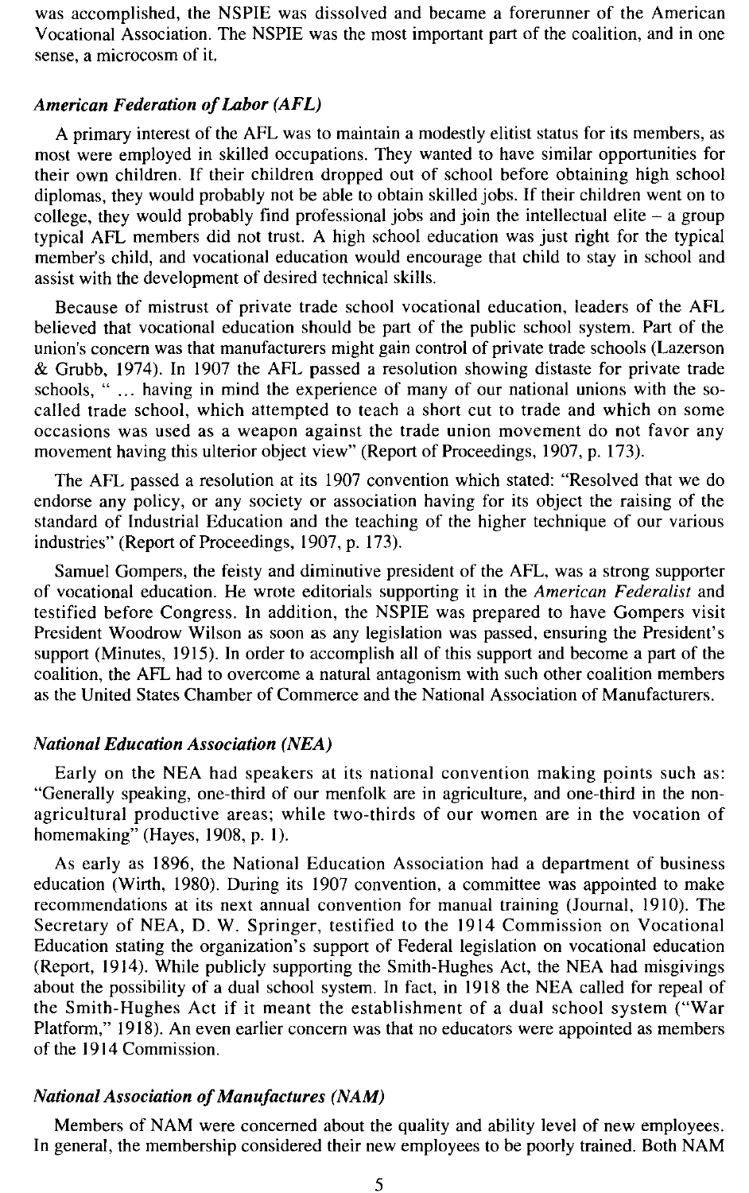was accomplished, the NSPIE was dissolved and became a forerunner of the American Vocational Association. The NSPIE was the most important part of the coalition, and in one sense, a microcosm of it.

### *American Federation of Labor (AFL)*

A primary interest of the AFL was to maintain a modestly elitist status for its members, as most were employed in skilled occupations. They wanted to have similar opportunities for their own children. If their children dropped out of school before obtaining high school diplomas, they would probably not be able to obtain skilled jobs. If their children went on to college, they would probably find professional jobs and join the intellectual elite – a group typical AFL members did not trust. A high school education was just right for the typical member's child, and vocational education would encourage that child to stay in school and assist with the development of desired technical skills.

Because of mistrust of private trade school vocational education, leaders of the AFL believed that vocational education should be part of the public school system. Part of the union's concern was that manufacturers might gain control of private trade schools (Lazerson & Grubb, 1974). In 1907 the AFL passed a resolution showing distaste for private trade schools, " ... having in mind the experience of many of our national unions with the so-called trade school, which attempted to teach a short cut to trade and which on some occasions was used as a weapon against the trade union movement do not favor any movement having this ulterior object view" (Report of Proceedings, 1907, p. 173).

The AFL passed a resolution at its 1907 convention which stated: "Resolved that we do endorse any policy, or any society or association having for its object the raising of the standard of Industrial Education and the teaching of the higher technique of our various industries" (Report of Proceedings, 1907, p. 173).

Samuel Gompers, the feisty and diminutive president of the AFL, was a strong supporter of vocational education. He wrote editorials supporting it in the *American Federalist* and testified before Congress. In addition, the NSPIE was prepared to have Gompers visit President Woodrow Wilson as soon as any legislation was passed, ensuring the President's support (Minutes, 1915). In order to accomplish all of this support and become a part of the coalition, the AFL had to overcome a natural antagonism with such other coalition members as the United States Chamber of Commerce and the National Association of Manufacturers.

### *National Education Association (NEA)*

Early on the NEA had speakers at its national convention making points such as: "Generally speaking, one-third of our menfolk are in agriculture, and one-third in the non-agricultural productive areas; while two-thirds of our women are in the vocation of homemaking" (Hayes, 1908, p. 1).

As early as 1896, the National Education Association had a department of business education (Wirth, 1980). During its 1907 convention, a committee was appointed to make recommendations at its next annual convention for manual training (Journal, 1910). The Secretary of NEA, D. W. Springer, testified to the 1914 Commission on Vocational Education stating the organization's support of Federal legislation on vocational education (Report, 1914). While publicly supporting the Smith-Hughes Act, the NEA had misgivings about the possibility of a dual school system. In fact, in 1918 the NEA called for repeal of the Smith-Hughes Act if it meant the establishment of a dual school system ("War Platform," 1918). An even earlier concern was that no educators were appointed as members of the 1914 Commission.

### *National Association of Manufactures (NAM)*

Members of NAM were concerned about the quality and ability level of new employees. In general, the membership considered their new employees to be poorly trained. Both NAM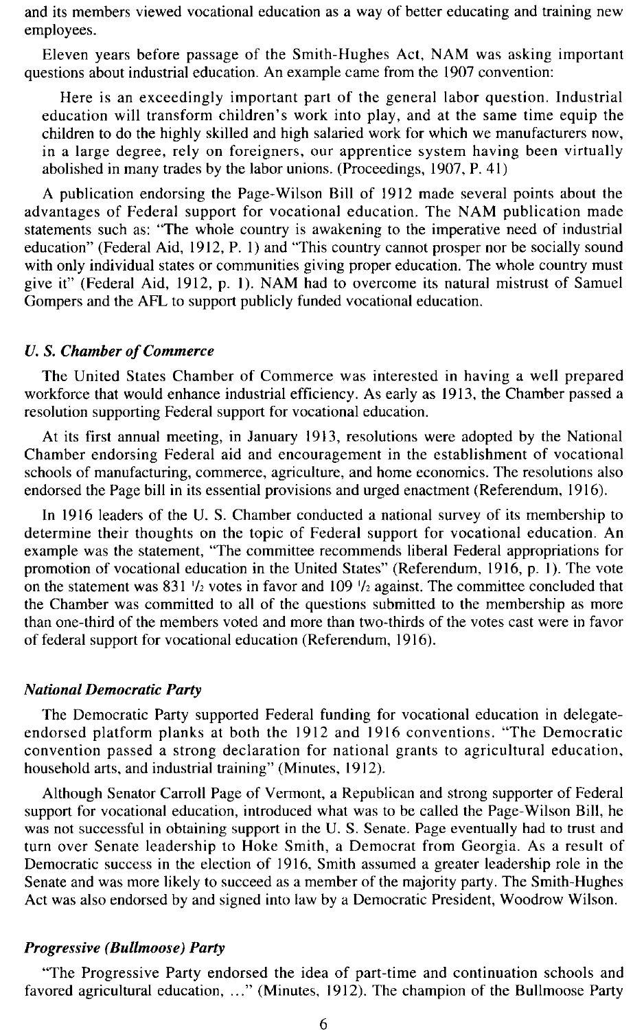and its members viewed vocational education as a way of better educating and training new employees.

Eleven years before passage of the Smith-Hughes Act, NAM was asking important questions about industrial education. An example came from the 1907 convention:

> Here is an exceedingly important part of the general labor question. Industrial education will transform children's work into play, and at the same time equip the children to do the highly skilled and high salaried work for which we manufacturers now, in a large degree, rely on foreigners, our apprentice system having been virtually abolished in many trades by the labor unions. (Proceedings, 1907, P. 41)

A publication endorsing the Page-Wilson Bill of 1912 made several points about the advantages of Federal support for vocational education. The NAM publication made statements such as: "The whole country is awakening to the imperative need of industrial education" (Federal Aid, 1912, P. 1) and "This country cannot prosper nor be socially sound with only individual states or communities giving proper education. The whole country must give it" (Federal Aid, 1912, p. 1). NAM had to overcome its natural mistrust of Samuel Gompers and the AFL to support publicly funded vocational education.

### *U. S. Chamber of Commerce*

The United States Chamber of Commerce was interested in having a well prepared workforce that would enhance industrial efficiency. As early as 1913, the Chamber passed a resolution supporting Federal support for vocational education.

At its first annual meeting, in January 1913, resolutions were adopted by the National Chamber endorsing Federal aid and encouragement in the establishment of vocational schools of manufacturing, commerce, agriculture, and home economics. The resolutions also endorsed the Page bill in its essential provisions and urged enactment (Referendum, 1916).

In 1916 leaders of the U. S. Chamber conducted a national survey of its membership to determine their thoughts on the topic of Federal support for vocational education. An example was the statement, "The committee recommends liberal Federal appropriations for promotion of vocational education in the United States" (Referendum, 1916, p. 1). The vote on the statement was 831 ½ votes in favor and 109 ½ against. The committee concluded that the Chamber was committed to all of the questions submitted to the membership as more than one-third of the members voted and more than two-thirds of the votes cast were in favor of federal support for vocational education (Referendum, 1916).

### *National Democratic Party*

The Democratic Party supported Federal funding for vocational education in delegate-endorsed platform planks at both the 1912 and 1916 conventions. "The Democratic convention passed a strong declaration for national grants to agricultural education, household arts, and industrial training" (Minutes, 1912).

Although Senator Carroll Page of Vermont, a Republican and strong supporter of Federal support for vocational education, introduced what was to be called the Page-Wilson Bill, he was not successful in obtaining support in the U. S. Senate. Page eventually had to trust and turn over Senate leadership to Hoke Smith, a Democrat from Georgia. As a result of Democratic success in the election of 1916, Smith assumed a greater leadership role in the Senate and was more likely to succeed as a member of the majority party. The Smith-Hughes Act was also endorsed by and signed into law by a Democratic President, Woodrow Wilson.

### *Progressive (Bullmoose) Party*

"The Progressive Party endorsed the idea of part-time and continuation schools and favored agricultural education, ..." (Minutes, 1912). The champion of the Bullmoose Party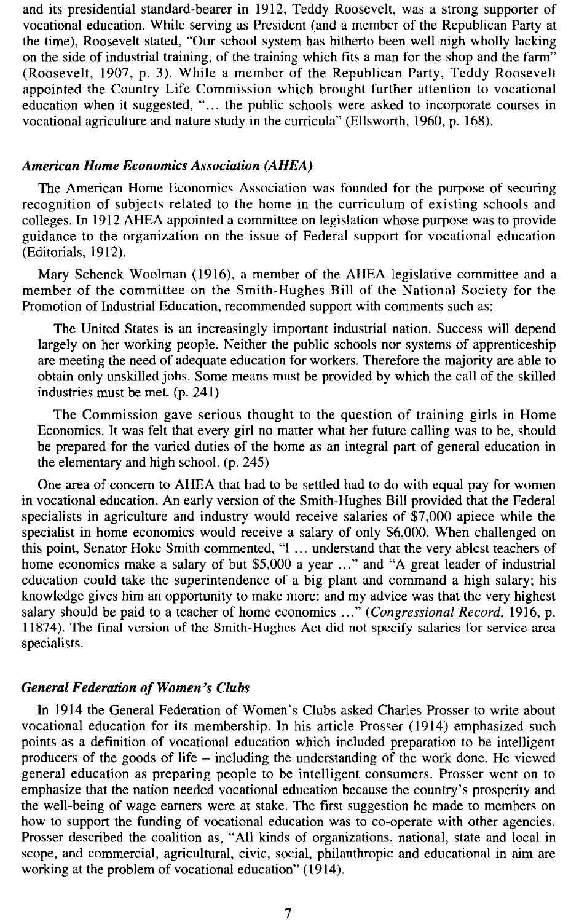and its presidential standard-bearer in 1912, Teddy Roosevelt, was a strong supporter of vocational education. While serving as President (and a member of the Republican Party at the time), Roosevelt stated, "Our school system has hitherto been well-nigh wholly lacking on the side of industrial training, of the training which fits a man for the shop and the farm" (Roosevelt, 1907, p. 3). While a member of the Republican Party, Teddy Roosevelt appointed the Country Life Commission which brought further attention to vocational education when it suggested, "... the public schools were asked to incorporate courses in vocational agriculture and nature study in the curricula" (Ellsworth, 1960, p. 168).

### *American Home Economics Association (AHEA)*

The American Home Economics Association was founded for the purpose of securing recognition of subjects related to the home in the curriculum of existing schools and colleges. In 1912 AHEA appointed a committee on legislation whose purpose was to provide guidance to the organization on the issue of Federal support for vocational education (Editorials, 1912).

Mary Schenck Woolman (1916), a member of the AHEA legislative committee and a member of the committee on the Smith-Hughes Bill of the National Society for the Promotion of Industrial Education, recommended support with comments such as:

> The United States is an increasingly important industrial nation. Success will depend largely on her working people. Neither the public schools nor systems of apprenticeship are meeting the need of adequate education for workers. Therefore the majority are able to obtain only unskilled jobs. Some means must be provided by which the call of the skilled industries must be met. (p. 241)
>
> The Commission gave serious thought to the question of training girls in Home Economics. It was felt that every girl no matter what her future calling was to be, should be prepared for the varied duties of the home as an integral part of general education in the elementary and high school. (p. 245)

One area of concern to AHEA that had to be settled had to do with equal pay for women in vocational education. An early version of the Smith-Hughes Bill provided that the Federal specialists in agriculture and industry would receive salaries of $7,000 apiece while the specialist in home economics would receive a salary of only $6,000. When challenged on this point, Senator Hoke Smith commented, "I ... understand that the very ablest teachers of home economics make a salary of but $5,000 a year ..." and "A great leader of industrial education could take the superintendence of a big plant and command a high salary; his knowledge gives him an opportunity to make more: and my advice was that the very highest salary should be paid to a teacher of home economics ..." (*Congressional Record*, 1916, p. 11874). The final version of the Smith-Hughes Act did not specify salaries for service area specialists.

### *General Federation of Women's Clubs*

In 1914 the General Federation of Women's Clubs asked Charles Prosser to write about vocational education for its membership. In his article Prosser (1914) emphasized such points as a definition of vocational education which included preparation to be intelligent producers of the goods of life – including the understanding of the work done. He viewed general education as preparing people to be intelligent consumers. Prosser went on to emphasize that the nation needed vocational education because the country's prosperity and the well-being of wage earners were at stake. The first suggestion he made to members on how to support the funding of vocational education was to co-operate with other agencies. Prosser described the coalition as, "All kinds of organizations, national, state and local in scope, and commercial, agricultural, civic, social, philanthropic and educational in aim are working at the problem of vocational education" (1914).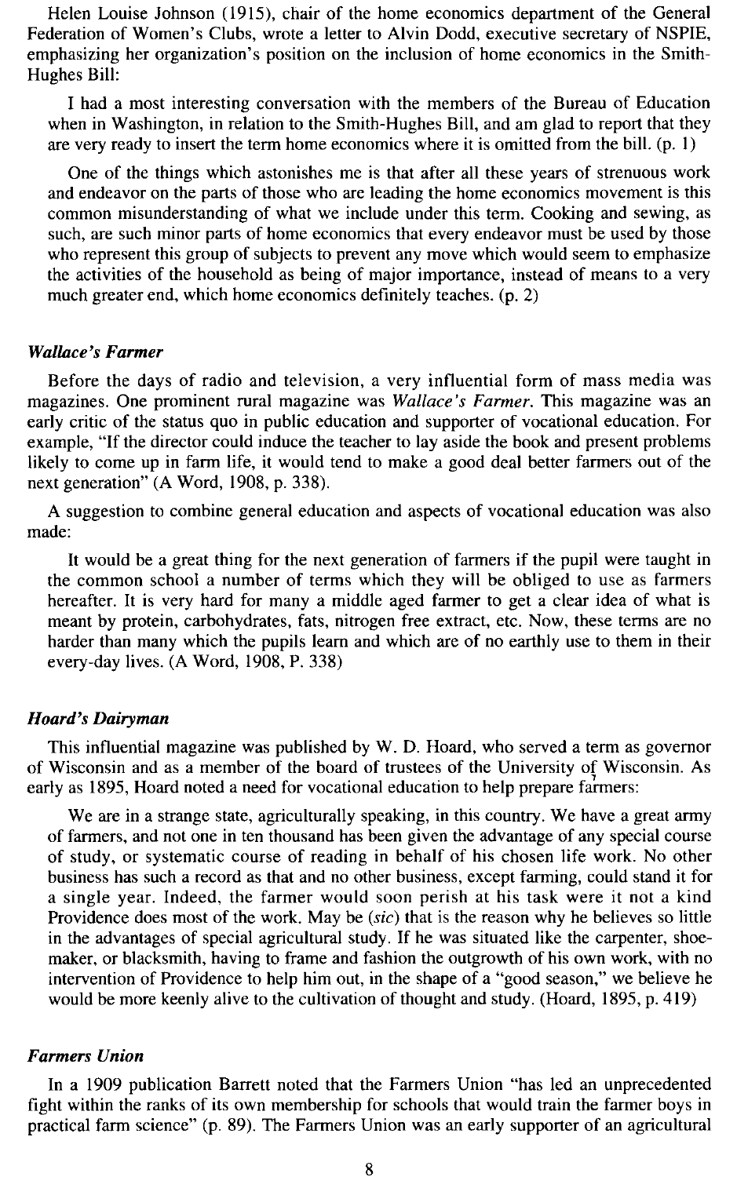Helen Louise Johnson (1915), chair of the home economics department of the General Federation of Women's Clubs, wrote a letter to Alvin Dodd, executive secretary of NSPIE, emphasizing her organization's position on the inclusion of home economics in the Smith-Hughes Bill:

> I had a most interesting conversation with the members of the Bureau of Education when in Washington, in relation to the Smith-Hughes Bill, and am glad to report that they are very ready to insert the term home economics where it is omitted from the bill. (p. 1)
>
> One of the things which astonishes me is that after all these years of strenuous work and endeavor on the parts of those who are leading the home economics movement is this common misunderstanding of what we include under this term. Cooking and sewing, as such, are such minor parts of home economics that every endeavor must be used by those who represent this group of subjects to prevent any move which would seem to emphasize the activities of the household as being of major importance, instead of means to a very much greater end, which home economics definitely teaches. (p. 2)

### *Wallace's Farmer*

Before the days of radio and television, a very influential form of mass media was magazines. One prominent rural magazine was *Wallace's Farmer*. This magazine was an early critic of the status quo in public education and supporter of vocational education. For example, "If the director could induce the teacher to lay aside the book and present problems likely to come up in farm life, it would tend to make a good deal better farmers out of the next generation" (A Word, 1908, p. 338).

A suggestion to combine general education and aspects of vocational education was also made:

> It would be a great thing for the next generation of farmers if the pupil were taught in the common school a number of terms which they will be obliged to use as farmers hereafter. It is very hard for many a middle aged farmer to get a clear idea of what is meant by protein, carbohydrates, fats, nitrogen free extract, etc. Now, these terms are no harder than many which the pupils learn and which are of no earthly use to them in their every-day lives. (A Word, 1908, P. 338)

### *Hoard's Dairyman*

This influential magazine was published by W. D. Hoard, who served a term as governor of Wisconsin and as a member of the board of trustees of the University of Wisconsin. As early as 1895, Hoard noted a need for vocational education to help prepare farmers:

> We are in a strange state, agriculturally speaking, in this country. We have a great army of farmers, and not one in ten thousand has been given the advantage of any special course of study, or systematic course of reading in behalf of his chosen life work. No other business has such a record as that and no other business, except farming, could stand it for a single year. Indeed, the farmer would soon perish at his task were it not a kind Providence does most of the work. May be (*sic*) that is the reason why he believes so little in the advantages of special agricultural study. If he was situated like the carpenter, shoemaker, or blacksmith, having to frame and fashion the outgrowth of his own work, with no intervention of Providence to help him out, in the shape of a "good season," we believe he would be more keenly alive to the cultivation of thought and study. (Hoard, 1895, p. 419)

### *Farmers Union*

In a 1909 publication Barrett noted that the Farmers Union "has led an unprecedented fight within the ranks of its own membership for schools that would train the farmer boys in practical farm science" (p. 89). The Farmers Union was an early supporter of an agricultural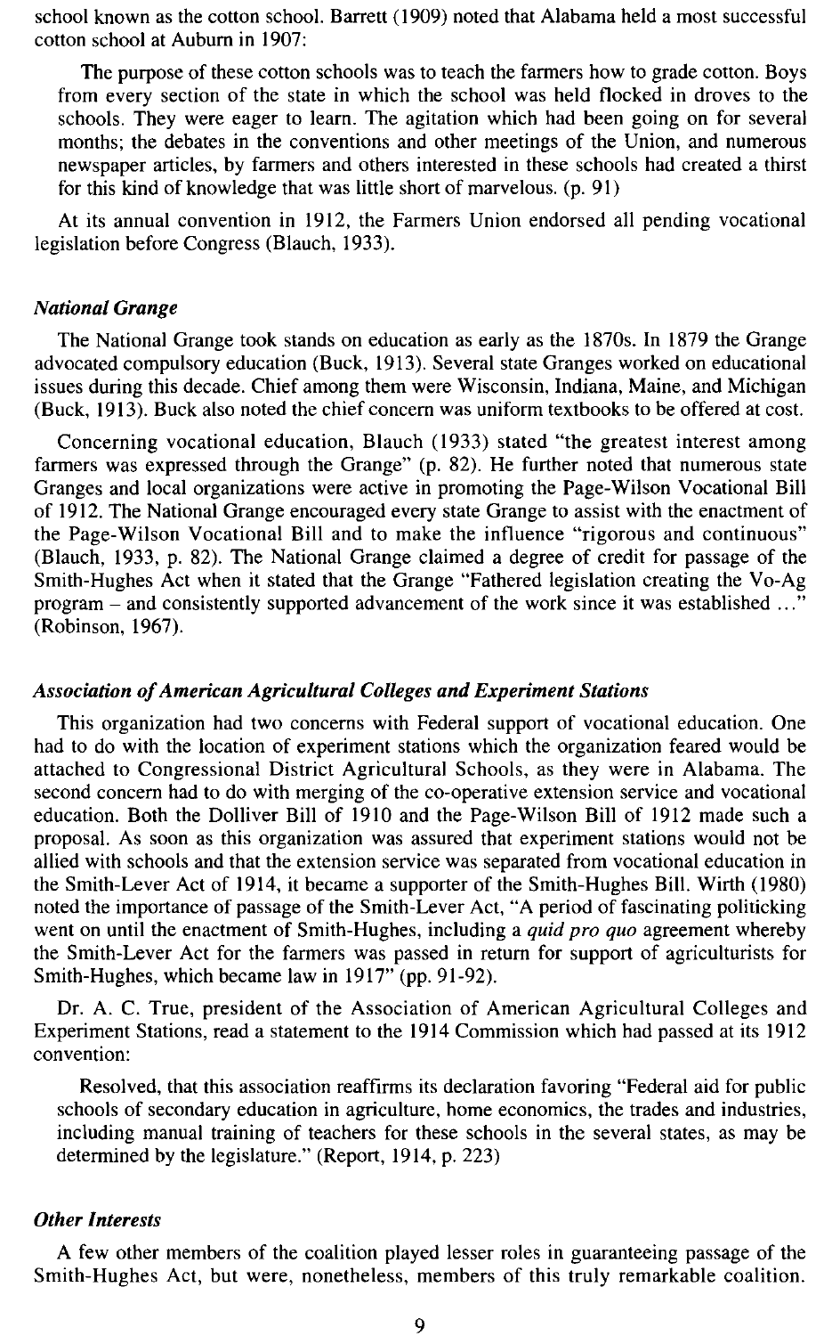school known as the cotton school. Barrett (1909) noted that Alabama held a most successful cotton school at Auburn in 1907:

> The purpose of these cotton schools was to teach the farmers how to grade cotton. Boys from every section of the state in which the school was held flocked in droves to the schools. They were eager to learn. The agitation which had been going on for several months; the debates in the conventions and other meetings of the Union, and numerous newspaper articles, by farmers and others interested in these schools had created a thirst for this kind of knowledge that was little short of marvelous. (p. 91)

At its annual convention in 1912, the Farmers Union endorsed all pending vocational legislation before Congress (Blauch, 1933).

### *National Grange*

The National Grange took stands on education as early as the 1870s. In 1879 the Grange advocated compulsory education (Buck, 1913). Several state Granges worked on educational issues during this decade. Chief among them were Wisconsin, Indiana, Maine, and Michigan (Buck, 1913). Buck also noted the chief concern was uniform textbooks to be offered at cost.

Concerning vocational education, Blauch (1933) stated "the greatest interest among farmers was expressed through the Grange" (p. 82). He further noted that numerous state Granges and local organizations were active in promoting the Page-Wilson Vocational Bill of 1912. The National Grange encouraged every state Grange to assist with the enactment of the Page-Wilson Vocational Bill and to make the influence "rigorous and continuous" (Blauch, 1933, p. 82). The National Grange claimed a degree of credit for passage of the Smith-Hughes Act when it stated that the Grange "Fathered legislation creating the Vo-Ag program – and consistently supported advancement of the work since it was established ..." (Robinson, 1967).

### *Association of American Agricultural Colleges and Experiment Stations*

This organization had two concerns with Federal support of vocational education. One had to do with the location of experiment stations which the organization feared would be attached to Congressional District Agricultural Schools, as they were in Alabama. The second concern had to do with merging of the co-operative extension service and vocational education. Both the Dolliver Bill of 1910 and the Page-Wilson Bill of 1912 made such a proposal. As soon as this organization was assured that experiment stations would not be allied with schools and that the extension service was separated from vocational education in the Smith-Lever Act of 1914, it became a supporter of the Smith-Hughes Bill. Wirth (1980) noted the importance of passage of the Smith-Lever Act, "A period of fascinating politicking went on until the enactment of Smith-Hughes, including a *quid pro quo* agreement whereby the Smith-Lever Act for the farmers was passed in return for support of agriculturists for Smith-Hughes, which became law in 1917" (pp. 91-92).

Dr. A. C. True, president of the Association of American Agricultural Colleges and Experiment Stations, read a statement to the 1914 Commission which had passed at its 1912 convention:

> Resolved, that this association reaffirms its declaration favoring "Federal aid for public schools of secondary education in agriculture, home economics, the trades and industries, including manual training of teachers for these schools in the several states, as may be determined by the legislature." (Report, 1914, p. 223)

### *Other Interests*

A few other members of the coalition played lesser roles in guaranteeing passage of the Smith-Hughes Act, but were, nonetheless, members of this truly remarkable coalition.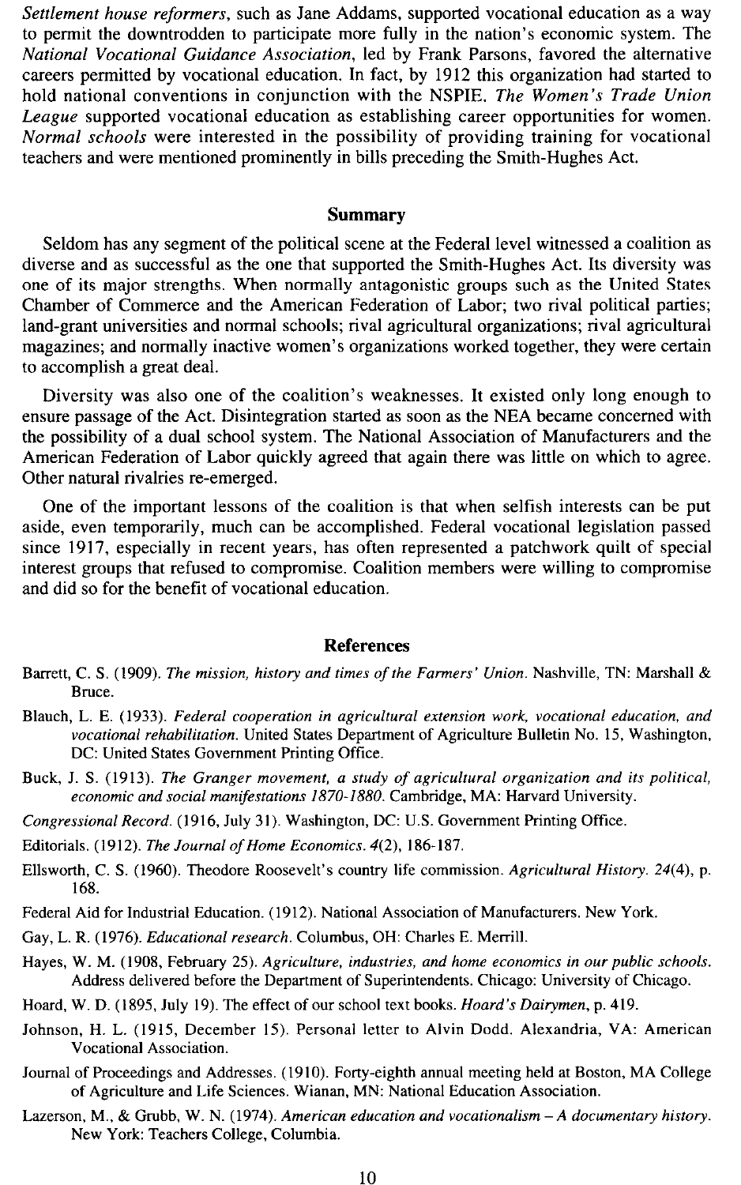*Settlement house reformers*, such as Jane Addams, supported vocational education as a way to permit the downtrodden to participate more fully in the nation's economic system. The *National Vocational Guidance Association*, led by Frank Parsons, favored the alternative careers permitted by vocational education. In fact, by 1912 this organization had started to hold national conventions in conjunction with the NSPIE. *The Women's Trade Union League* supported vocational education as establishing career opportunities for women. *Normal schools* were interested in the possibility of providing training for vocational teachers and were mentioned prominently in bills preceding the Smith-Hughes Act.

## Summary

Seldom has any segment of the political scene at the Federal level witnessed a coalition as diverse and as successful as the one that supported the Smith-Hughes Act. Its diversity was one of its major strengths. When normally antagonistic groups such as the United States Chamber of Commerce and the American Federation of Labor; two rival political parties; land-grant universities and normal schools; rival agricultural organizations; rival agricultural magazines; and normally inactive women's organizations worked together, they were certain to accomplish a great deal.

Diversity was also one of the coalition's weaknesses. It existed only long enough to ensure passage of the Act. Disintegration started as soon as the NEA became concerned with the possibility of a dual school system. The National Association of Manufacturers and the American Federation of Labor quickly agreed that again there was little on which to agree. Other natural rivalries re-emerged.

One of the important lessons of the coalition is that when selfish interests can be put aside, even temporarily, much can be accomplished. Federal vocational legislation passed since 1917, especially in recent years, has often represented a patchwork quilt of special interest groups that refused to compromise. Coalition members were willing to compromise and did so for the benefit of vocational education.

## References

Barrett, C. S. (1909). *The mission, history and times of the Farmers' Union*. Nashville, TN: Marshall & Bruce.

Blauch, L. E. (1933). *Federal cooperation in agricultural extension work, vocational education, and vocational rehabilitation*. United States Department of Agriculture Bulletin No. 15, Washington, DC: United States Government Printing Office.

Buck, J. S. (1913). *The Granger movement, a study of agricultural organization and its political, economic and social manifestations 1870-1880*. Cambridge, MA: Harvard University.

*Congressional Record*. (1916, July 31). Washington, DC: U.S. Government Printing Office.

Editorials. (1912). *The Journal of Home Economics. 4*(2), 186-187.

Ellsworth, C. S. (1960). Theodore Roosevelt's country life commission. *Agricultural History. 24*(4), p. 168.

Federal Aid for Industrial Education. (1912). National Association of Manufacturers. New York.

Gay, L. R. (1976). *Educational research*. Columbus, OH: Charles E. Merrill.

Hayes, W. M. (1908, February 25). *Agriculture, industries, and home economics in our public schools*. Address delivered before the Department of Superintendents. Chicago: University of Chicago.

Hoard, W. D. (1895, July 19). The effect of our school text books. *Hoard's Dairymen*, p. 419.

Johnson, H. L. (1915, December 15). Personal letter to Alvin Dodd. Alexandria, VA: American Vocational Association.

Journal of Proceedings and Addresses. (1910). Forty-eighth annual meeting held at Boston, MA College of Agriculture and Life Sciences. Wianan, MN: National Education Association.

Lazerson, M., & Grubb, W. N. (1974). *American education and vocationalism – A documentary history*. New York: Teachers College, Columbia.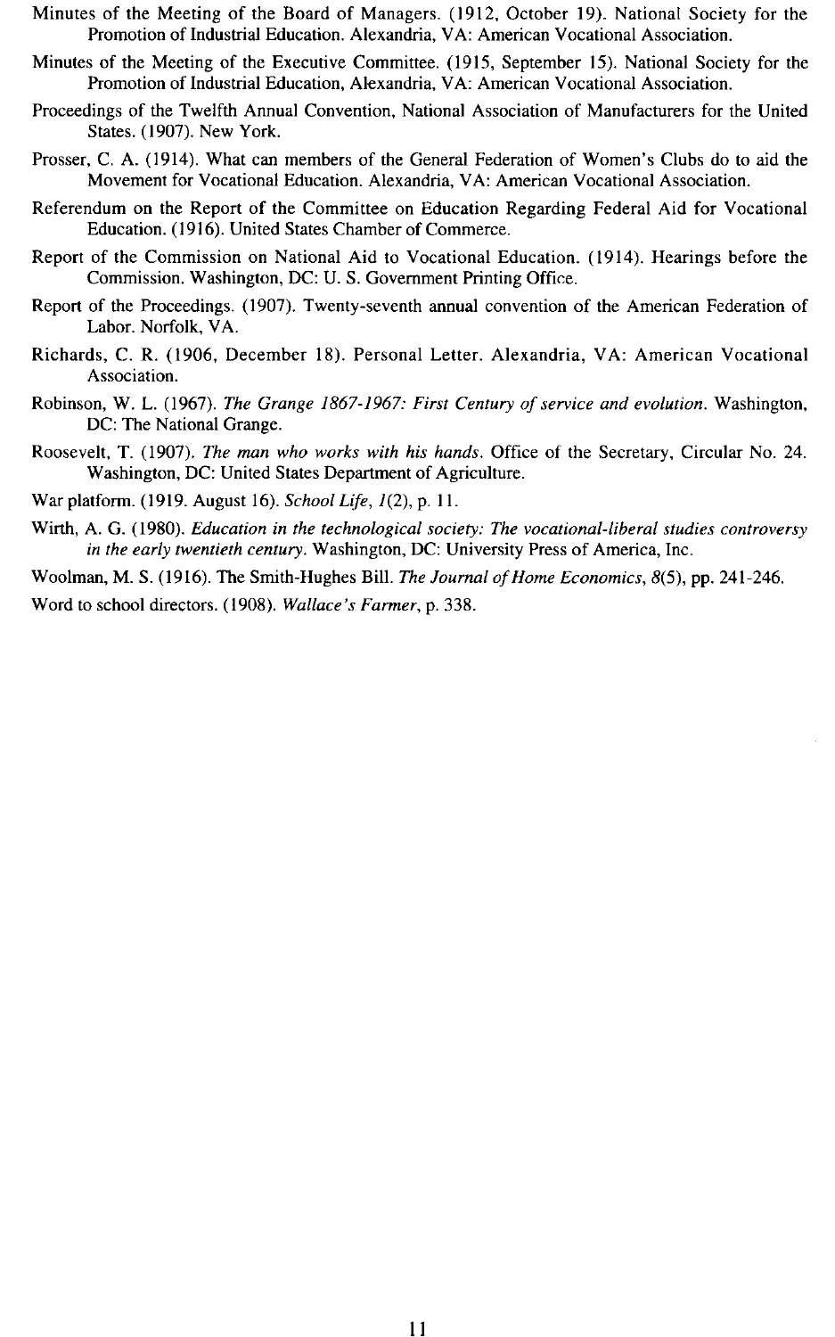Minutes of the Meeting of the Board of Managers. (1912, October 19). National Society for the Promotion of Industrial Education. Alexandria, VA: American Vocational Association.

Minutes of the Meeting of the Executive Committee. (1915, September 15). National Society for the Promotion of Industrial Education, Alexandria, VA: American Vocational Association.

Proceedings of the Twelfth Annual Convention, National Association of Manufacturers for the United States. (1907). New York.

Prosser, C. A. (1914). What can members of the General Federation of Women's Clubs do to aid the Movement for Vocational Education. Alexandria, VA: American Vocational Association.

Referendum on the Report of the Committee on Education Regarding Federal Aid for Vocational Education. (1916). United States Chamber of Commerce.

Report of the Commission on National Aid to Vocational Education. (1914). Hearings before the Commission. Washington, DC: U. S. Government Printing Office.

Report of the Proceedings. (1907). Twenty-seventh annual convention of the American Federation of Labor. Norfolk, VA.

Richards, C. R. (1906, December 18). Personal Letter. Alexandria, VA: American Vocational Association.

Robinson, W. L. (1967). *The Grange 1867-1967: First Century of service and evolution*. Washington, DC: The National Grange.

Roosevelt, T. (1907). *The man who works with his hands*. Office of the Secretary, Circular No. 24. Washington, DC: United States Department of Agriculture.

War platform. (1919. August 16). *School Life*, *1*(2), p. 11.

Wirth, A. G. (1980). *Education in the technological society: The vocational-liberal studies controversy in the early twentieth century*. Washington, DC: University Press of America, Inc.

Woolman, M. S. (1916). The Smith-Hughes Bill. *The Journal of Home Economics*, *8*(5), pp. 241-246.

Word to school directors. (1908). *Wallace's Farmer*, p. 338.